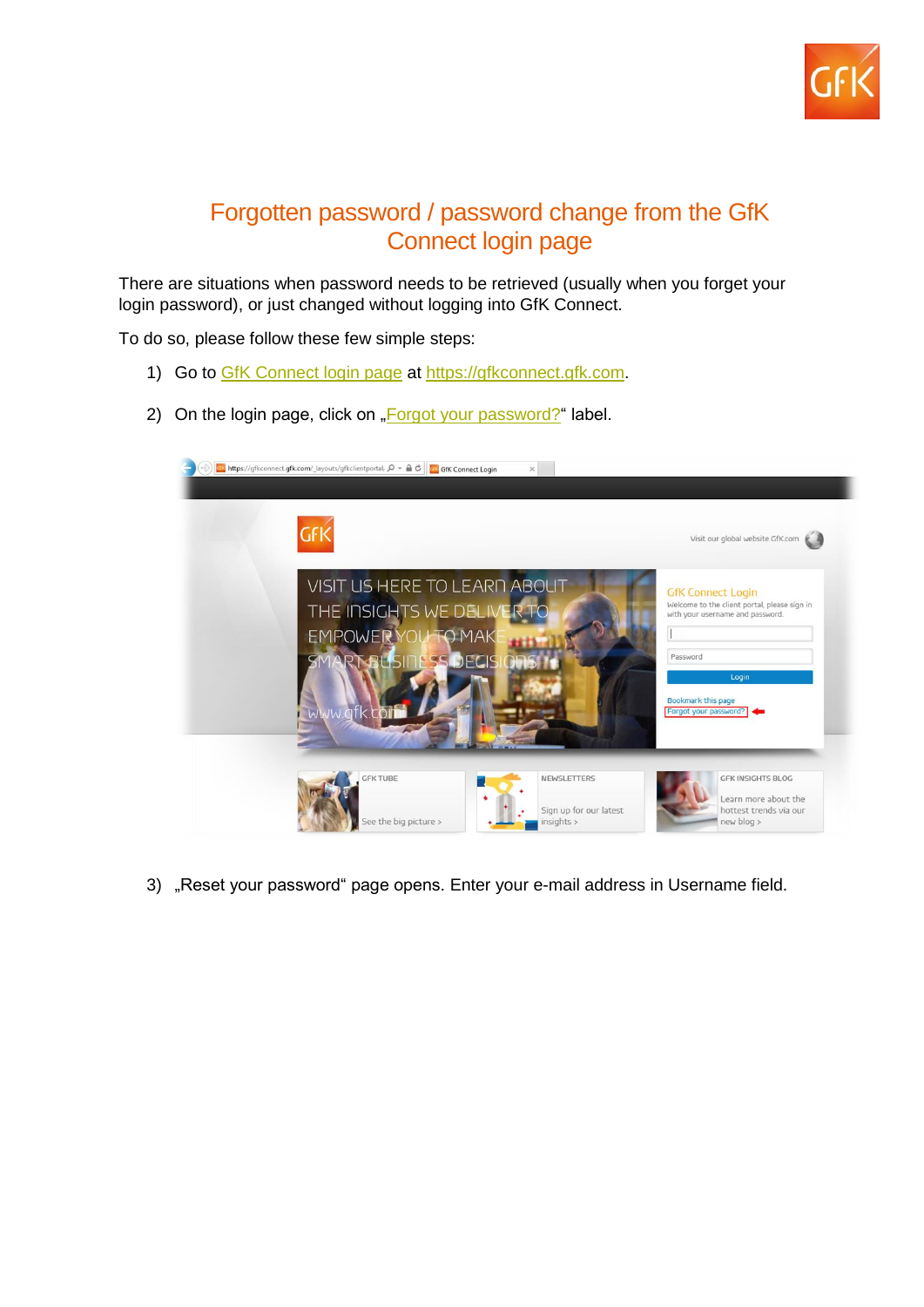# Forgotten password / password change from the GfK Connect login page

There are situations when password needs to be retrieved (usually when you forget your login password), or just changed without logging into GfK Connect.

To do so, please follow these few simple steps:

1) Go to [GfK Connect login page](https://gfkconnect.gfk.com) at [https://gfkconnect.gfk.com](https://gfkconnect.gfk.com).

2) On the login page, click on „Forgot your password?“ label.

3) „Reset your password“ page opens. Enter your e-mail address in Username field.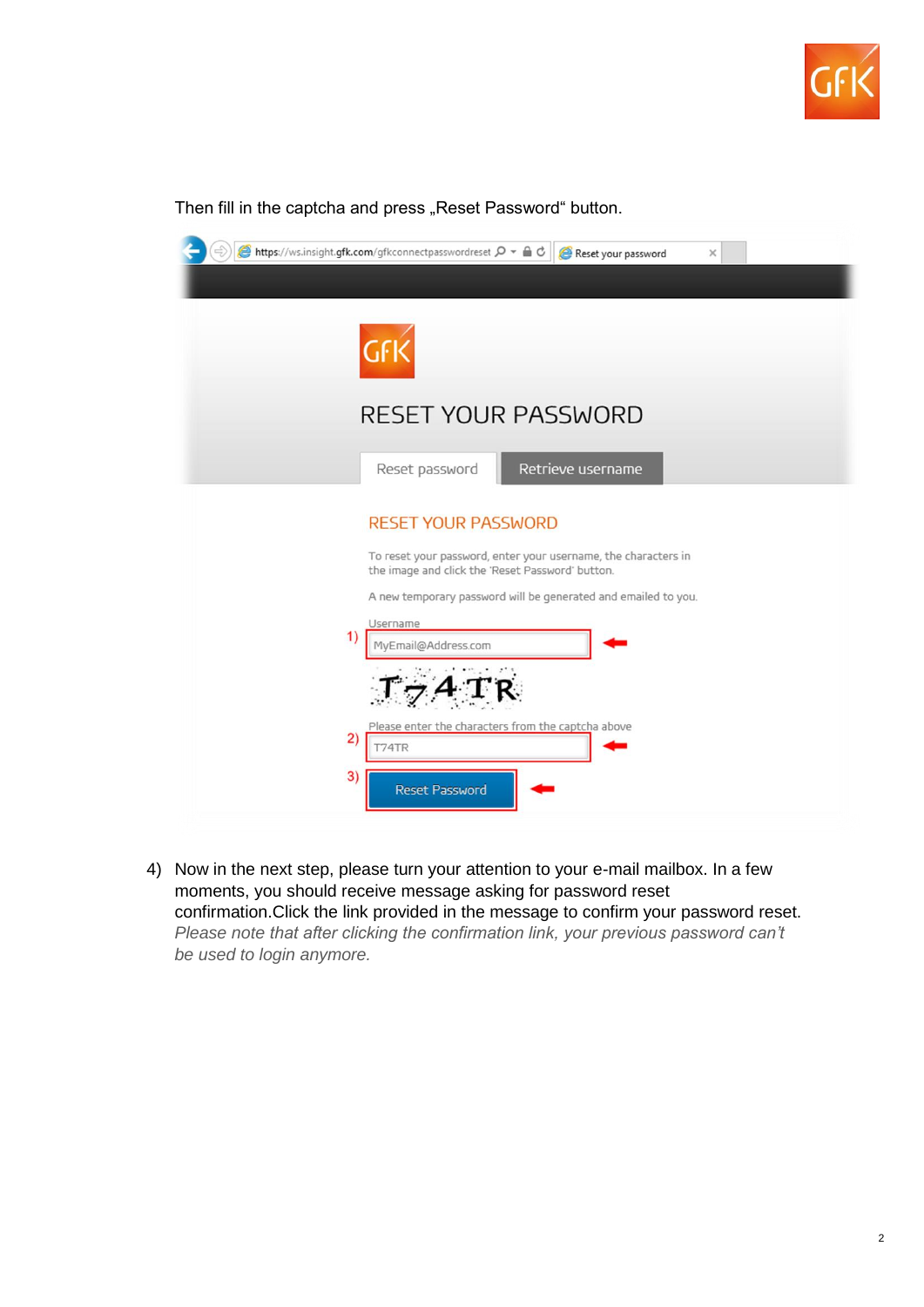Then fill in the captcha and press „Reset Password“ button.

https://ws.insight.gfk.com/gfkconnectpasswordreset

Reset your password

RESET YOUR PASSWORD

Reset password | Retrieve username

RESET YOUR PASSWORD

To reset your password, enter your username, the characters in the image and click the 'Reset Password' button.

A new temporary password will be generated and emailed to you.

Username

1) MyEmail@Address.com

T74TR

Please enter the characters from the captcha above

2) T74TR

3) Reset Password

4) Now in the next step, please turn your attention to your e-mail mailbox. In a few moments, you should receive message asking for password reset confirmation.Click the link provided in the message to confirm your password reset. *Please note that after clicking the confirmation link, your previous password can't be used to login anymore.*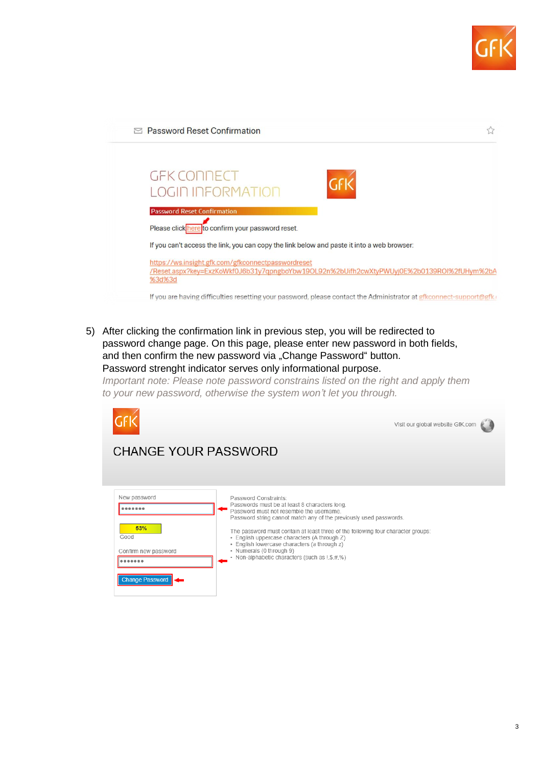Password Reset Confirmation

GFK CONNECT
LOGIN INFORMATION

Password Reset Confirmation

Please click here to confirm your password reset.

If you can't access the link, you can copy the link below and paste it into a web browser:

https://ws.insight.gfk.com/gfkconnectpasswordreset/Reset.aspx?key=ExzKoWkf0J6b31y7qpngboYbw19OL92n%2bUifh2cwXtyPWUyj0E%2b0139ROI%2fUHym%2bA%3d%3d

If you are having difficulties resetting your password, please contact the Administrator at gfkconnect-support@gfk.

5) After clicking the confirmation link in previous step, you will be redirected to password change page. On this page, please enter new password in both fields, and then confirm the new password via „Change Password“ button.
   Password strenght indicator serves only informational purpose.
   *Important note: Please note password constrains listed on the right and apply them to your new password, otherwise the system won't let you through.*

Visit our global website GfK.com

CHANGE YOUR PASSWORD

New password

53%
Good

Confirm new password

Change Password

Password Constraints:
Passwords must be at least 8 characters long.
Password must not resemble the username.
Password string cannot match any of the previously used passwords.

The password must contain at least three of the following four character groups:
- English uppercase characters (A through Z)
- English lowercase characters (a through z)
- Numerals (0 through 9)
- Non-alphabetic characters (such as !,$,#,%)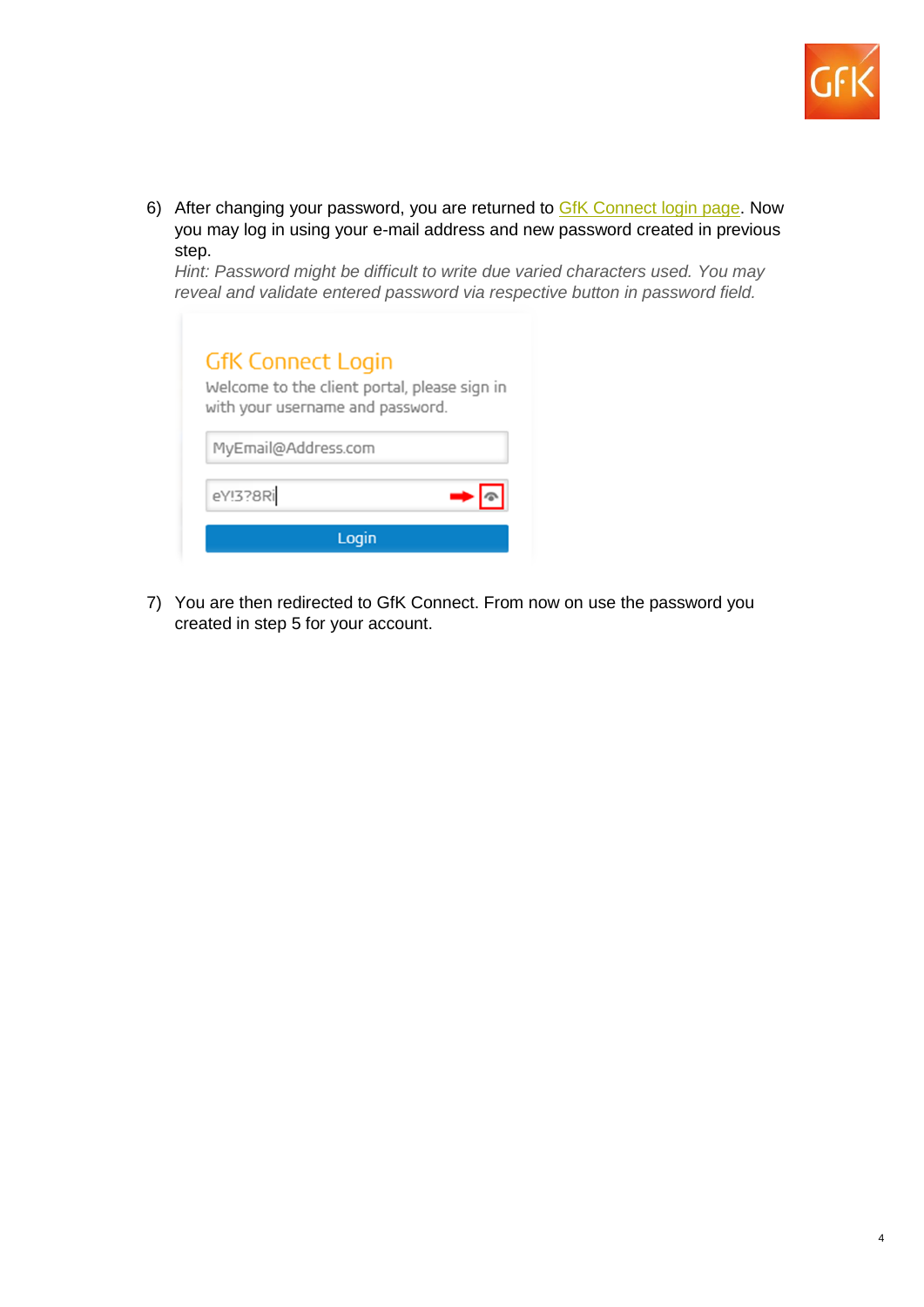6) After changing your password, you are returned to GfK Connect login page. Now you may log in using your e-mail address and new password created in previous step.
   *Hint: Password might be difficult to write due varied characters used. You may reveal and validate entered password via respective button in password field.*

GfK Connect Login

Welcome to the client portal, please sign in with your username and password.

MyEmail@Address.com

eY!3?8Ri

Login

7) You are then redirected to GfK Connect. From now on use the password you created in step 5 for your account.